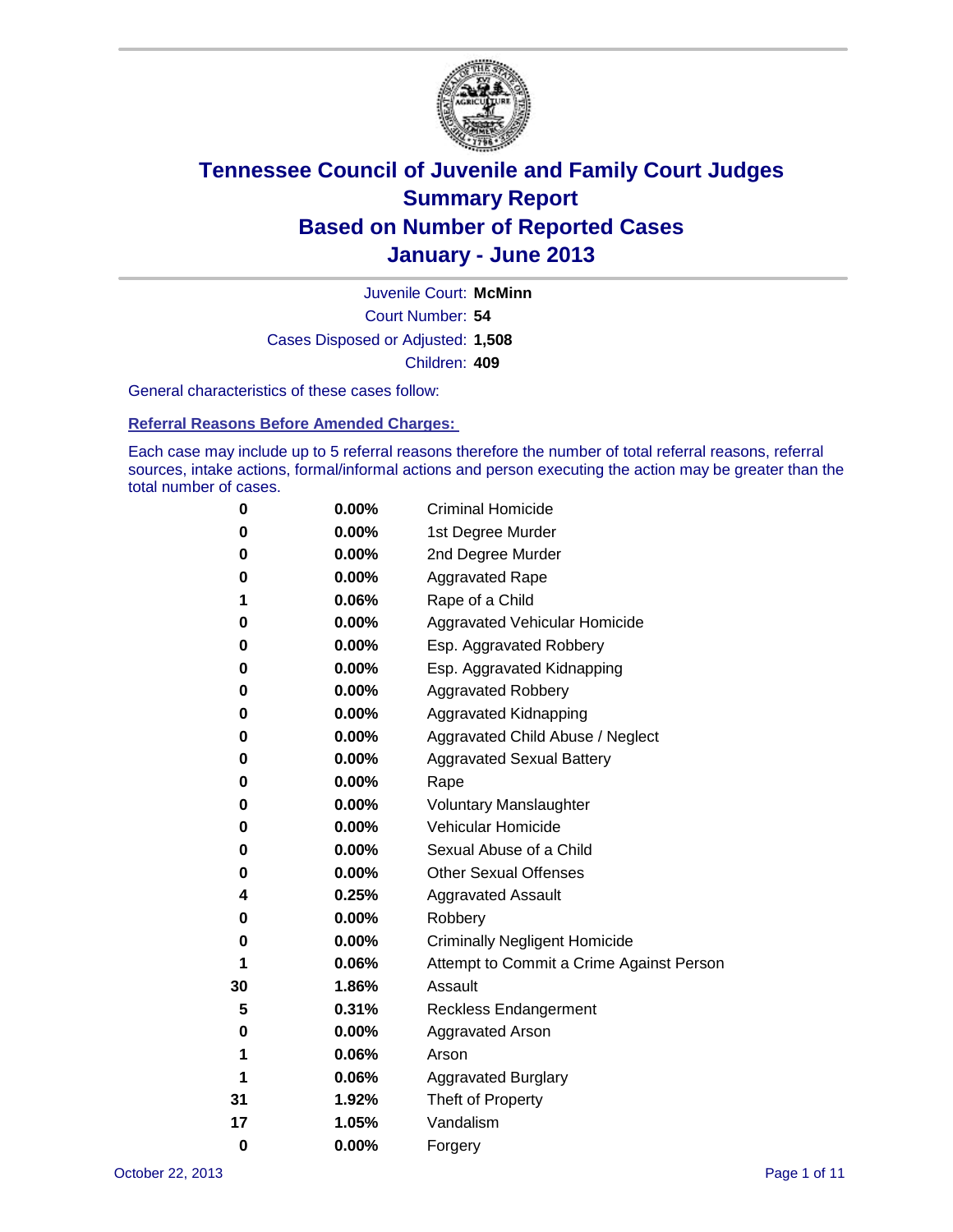# Tennessee Council of Juvenile and Family Court Judges
## Summary Report
## Based on Number of Reported Cases
## January - June 2013

Juvenile Court: **McMinn**

Court Number: **54**

Cases Disposed or Adjusted: **1,508**

Children: **409**

General characteristics of these cases follow:

### Referral Reasons Before Amended Charges:

Each case may include up to 5 referral reasons therefore the number of total referral reasons, referral sources, intake actions, formal/informal actions and person executing the action may be greater than the total number of cases.

| Count | Percent | Referral Reason |
|---|---|---|
| 0 | 0.00% | Criminal Homicide |
| 0 | 0.00% | 1st Degree Murder |
| 0 | 0.00% | 2nd Degree Murder |
| 0 | 0.00% | Aggravated Rape |
| 1 | 0.06% | Rape of a Child |
| 0 | 0.00% | Aggravated Vehicular Homicide |
| 0 | 0.00% | Esp. Aggravated Robbery |
| 0 | 0.00% | Esp. Aggravated Kidnapping |
| 0 | 0.00% | Aggravated Robbery |
| 0 | 0.00% | Aggravated Kidnapping |
| 0 | 0.00% | Aggravated Child Abuse / Neglect |
| 0 | 0.00% | Aggravated Sexual Battery |
| 0 | 0.00% | Rape |
| 0 | 0.00% | Voluntary Manslaughter |
| 0 | 0.00% | Vehicular Homicide |
| 0 | 0.00% | Sexual Abuse of a Child |
| 0 | 0.00% | Other Sexual Offenses |
| 4 | 0.25% | Aggravated Assault |
| 0 | 0.00% | Robbery |
| 0 | 0.00% | Criminally Negligent Homicide |
| 1 | 0.06% | Attempt to Commit a Crime Against Person |
| 30 | 1.86% | Assault |
| 5 | 0.31% | Reckless Endangerment |
| 0 | 0.00% | Aggravated Arson |
| 1 | 0.06% | Arson |
| 1 | 0.06% | Aggravated Burglary |
| 31 | 1.92% | Theft of Property |
| 17 | 1.05% | Vandalism |
| 0 | 0.00% | Forgery |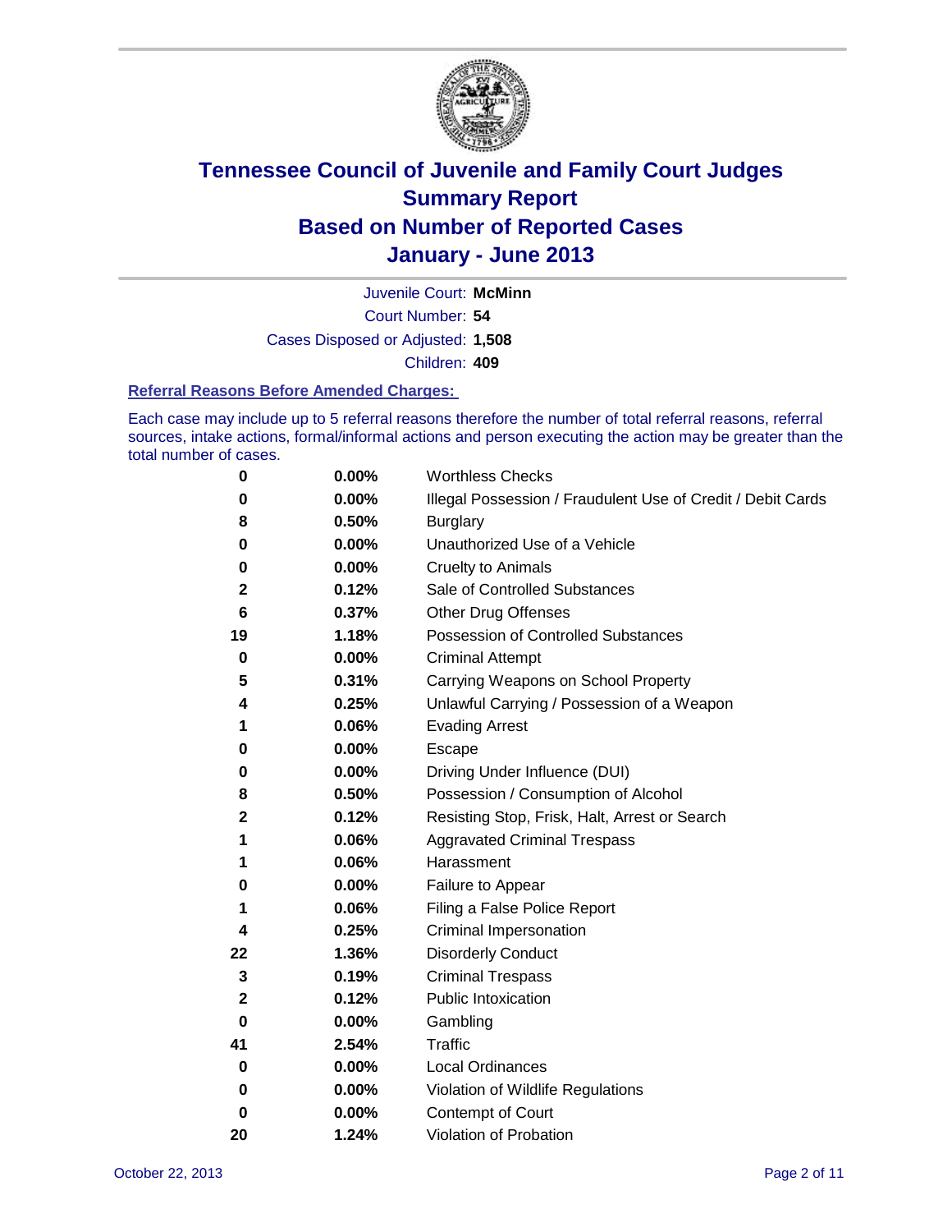# Tennessee Council of Juvenile and Family Court Judges
# Summary Report
# Based on Number of Reported Cases
# January - June 2013

Juvenile Court: **McMinn**

Court Number: **54**

Cases Disposed or Adjusted: **1,508**

Children: **409**

### Referral Reasons Before Amended Charges:

Each case may include up to 5 referral reasons therefore the number of total referral reasons, referral sources, intake actions, formal/informal actions and person executing the action may be greater than the total number of cases.

| | | |
|---|---|---|
| 0 | 0.00% | Worthless Checks |
| 0 | 0.00% | Illegal Possession / Fraudulent Use of Credit / Debit Cards |
| 8 | 0.50% | Burglary |
| 0 | 0.00% | Unauthorized Use of a Vehicle |
| 0 | 0.00% | Cruelty to Animals |
| 2 | 0.12% | Sale of Controlled Substances |
| 6 | 0.37% | Other Drug Offenses |
| 19 | 1.18% | Possession of Controlled Substances |
| 0 | 0.00% | Criminal Attempt |
| 5 | 0.31% | Carrying Weapons on School Property |
| 4 | 0.25% | Unlawful Carrying / Possession of a Weapon |
| 1 | 0.06% | Evading Arrest |
| 0 | 0.00% | Escape |
| 0 | 0.00% | Driving Under Influence (DUI) |
| 8 | 0.50% | Possession / Consumption of Alcohol |
| 2 | 0.12% | Resisting Stop, Frisk, Halt, Arrest or Search |
| 1 | 0.06% | Aggravated Criminal Trespass |
| 1 | 0.06% | Harassment |
| 0 | 0.00% | Failure to Appear |
| 1 | 0.06% | Filing a False Police Report |
| 4 | 0.25% | Criminal Impersonation |
| 22 | 1.36% | Disorderly Conduct |
| 3 | 0.19% | Criminal Trespass |
| 2 | 0.12% | Public Intoxication |
| 0 | 0.00% | Gambling |
| 41 | 2.54% | Traffic |
| 0 | 0.00% | Local Ordinances |
| 0 | 0.00% | Violation of Wildlife Regulations |
| 0 | 0.00% | Contempt of Court |
| 20 | 1.24% | Violation of Probation |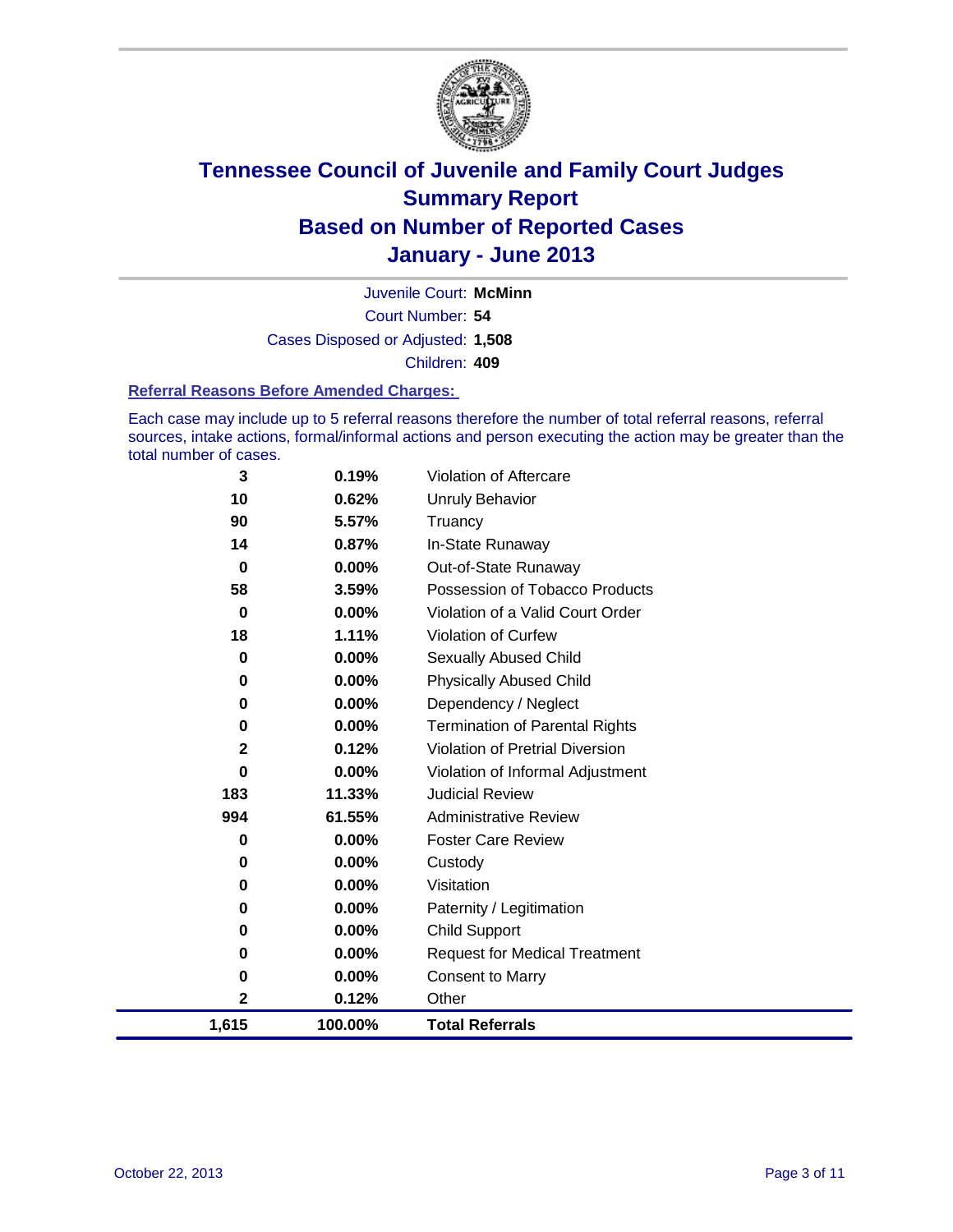# Tennessee Council of Juvenile and Family Court Judges
## Summary Report
## Based on Number of Reported Cases
## January - June 2013

Juvenile Court: **McMinn**

Court Number: **54**

Cases Disposed or Adjusted: **1,508**

Children: **409**

### Referral Reasons Before Amended Charges:

Each case may include up to 5 referral reasons therefore the number of total referral reasons, referral sources, intake actions, formal/informal actions and person executing the action may be greater than the total number of cases.

| Count | Percent | Referral Reason |
|---|---|---|
| 3 | 0.19% | Violation of Aftercare |
| 10 | 0.62% | Unruly Behavior |
| 90 | 5.57% | Truancy |
| 14 | 0.87% | In-State Runaway |
| 0 | 0.00% | Out-of-State Runaway |
| 58 | 3.59% | Possession of Tobacco Products |
| 0 | 0.00% | Violation of a Valid Court Order |
| 18 | 1.11% | Violation of Curfew |
| 0 | 0.00% | Sexually Abused Child |
| 0 | 0.00% | Physically Abused Child |
| 0 | 0.00% | Dependency / Neglect |
| 0 | 0.00% | Termination of Parental Rights |
| 2 | 0.12% | Violation of Pretrial Diversion |
| 0 | 0.00% | Violation of Informal Adjustment |
| 183 | 11.33% | Judicial Review |
| 994 | 61.55% | Administrative Review |
| 0 | 0.00% | Foster Care Review |
| 0 | 0.00% | Custody |
| 0 | 0.00% | Visitation |
| 0 | 0.00% | Paternity / Legitimation |
| 0 | 0.00% | Child Support |
| 0 | 0.00% | Request for Medical Treatment |
| 0 | 0.00% | Consent to Marry |
| 2 | 0.12% | Other |
| **1,615** | **100.00%** | **Total Referrals** |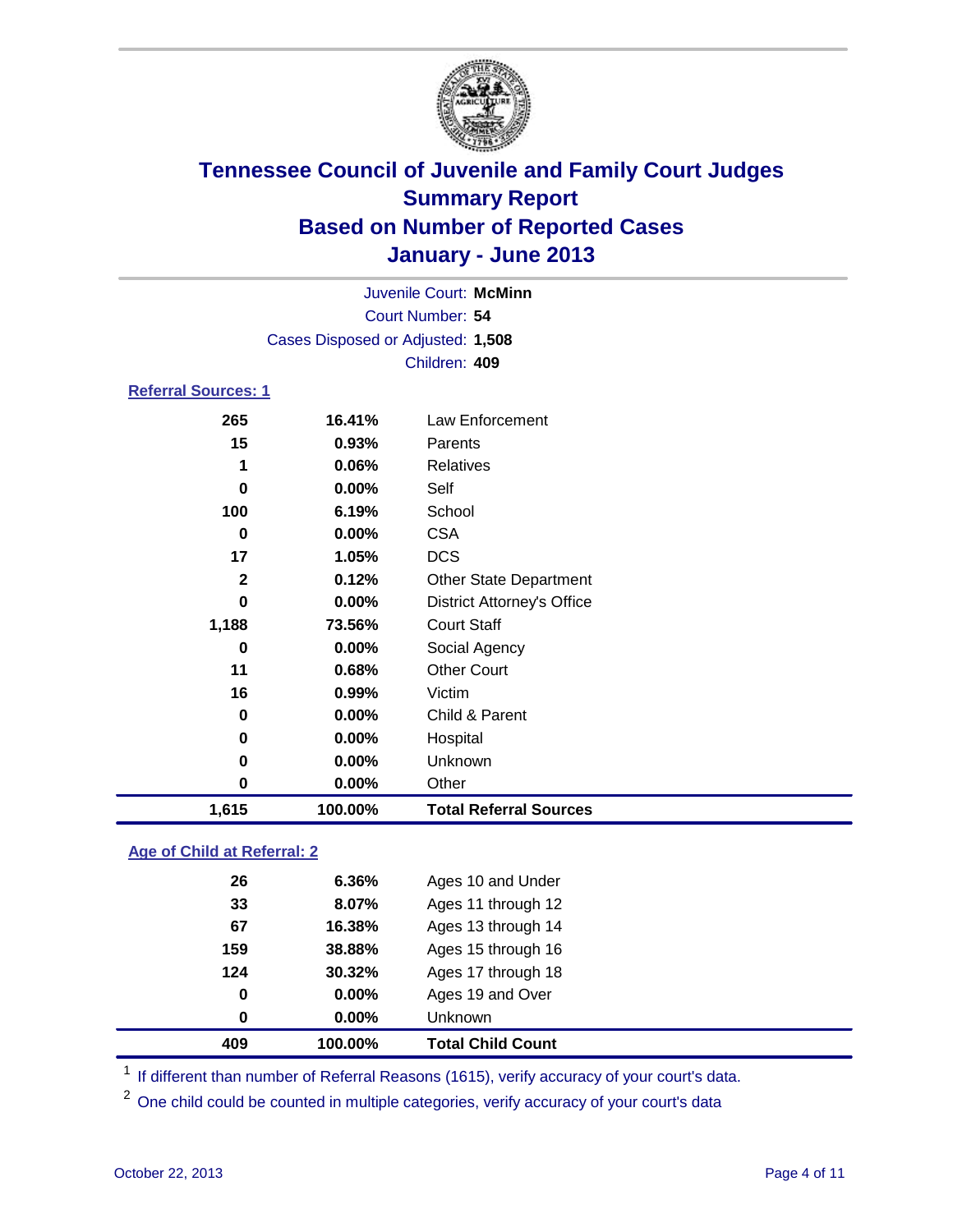# Tennessee Council of Juvenile and Family Court Judges
# Summary Report
# Based on Number of Reported Cases
# January - June 2013

Juvenile Court: **McMinn**
Court Number: **54**
Cases Disposed or Adjusted: **1,508**
Children: **409**

## Referral Sources: 1

| | | |
|---|---|---|
| 265 | 16.41% | Law Enforcement |
| 15 | 0.93% | Parents |
| 1 | 0.06% | Relatives |
| 0 | 0.00% | Self |
| 100 | 6.19% | School |
| 0 | 0.00% | CSA |
| 17 | 1.05% | DCS |
| 2 | 0.12% | Other State Department |
| 0 | 0.00% | District Attorney's Office |
| 1,188 | 73.56% | Court Staff |
| 0 | 0.00% | Social Agency |
| 11 | 0.68% | Other Court |
| 16 | 0.99% | Victim |
| 0 | 0.00% | Child & Parent |
| 0 | 0.00% | Hospital |
| 0 | 0.00% | Unknown |
| 0 | 0.00% | Other |
| **1,615** | **100.00%** | **Total Referral Sources** |

## Age of Child at Referral: 2

| | | |
|---|---|---|
| 26 | 6.36% | Ages 10 and Under |
| 33 | 8.07% | Ages 11 through 12 |
| 67 | 16.38% | Ages 13 through 14 |
| 159 | 38.88% | Ages 15 through 16 |
| 124 | 30.32% | Ages 17 through 18 |
| 0 | 0.00% | Ages 19 and Over |
| 0 | 0.00% | Unknown |
| **409** | **100.00%** | **Total Child Count** |

[1] If different than number of Referral Reasons (1615), verify accuracy of your court's data.

[2] One child could be counted in multiple categories, verify accuracy of your court's data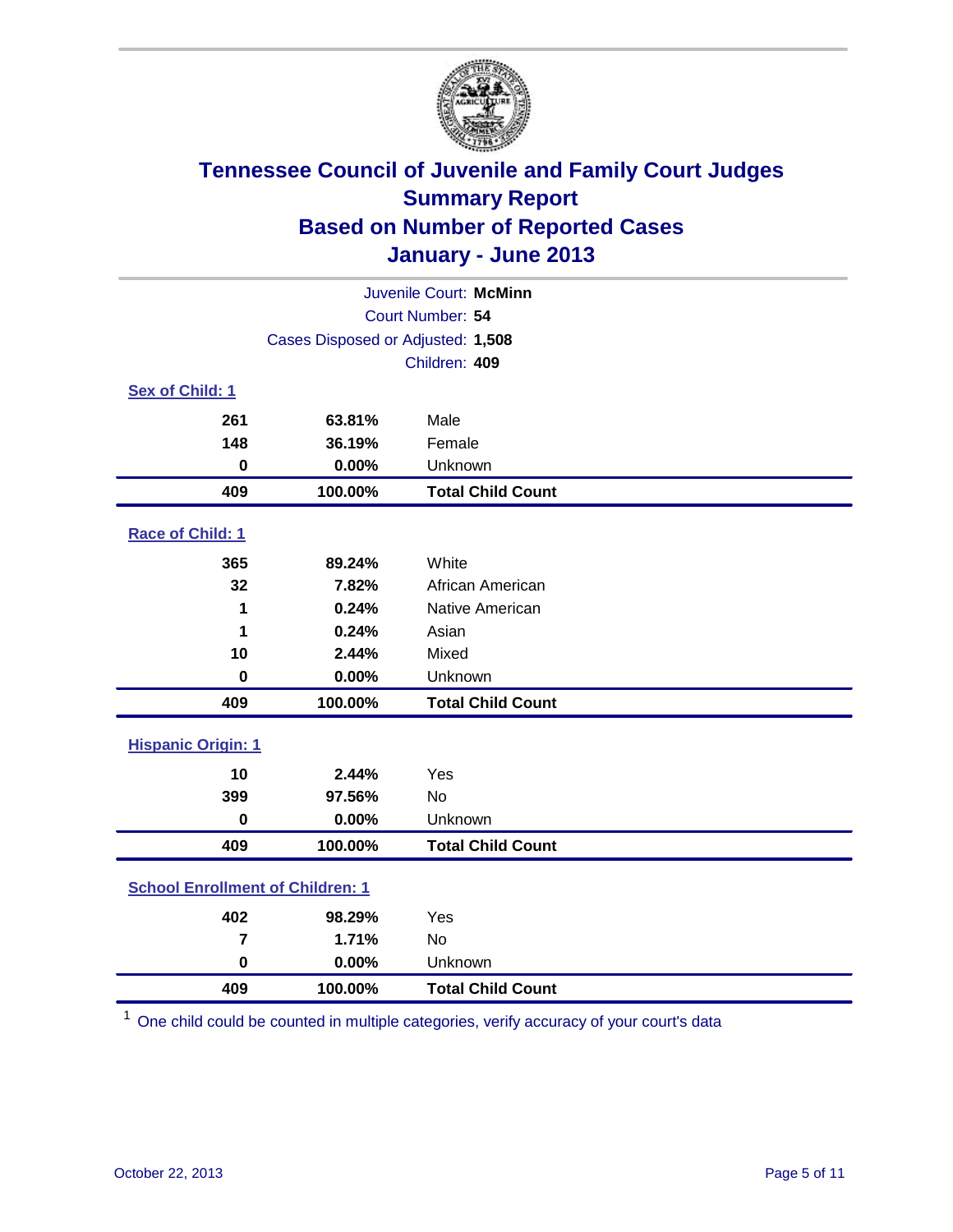# Tennessee Council of Juvenile and Family Court Judges
## Summary Report
## Based on Number of Reported Cases
## January - June 2013

Juvenile Court: **McMinn**
Court Number: **54**
Cases Disposed or Adjusted: **1,508**
Children: **409**

### Sex of Child: 1

| | | |
|---|---|---|
| **261** | **63.81%** | Male |
| **148** | **36.19%** | Female |
| **0** | **0.00%** | Unknown |
| **409** | **100.00%** | **Total Child Count** |

### Race of Child: 1

| | | |
|---|---|---|
| **365** | **89.24%** | White |
| **32** | **7.82%** | African American |
| **1** | **0.24%** | Native American |
| **1** | **0.24%** | Asian |
| **10** | **2.44%** | Mixed |
| **0** | **0.00%** | Unknown |
| **409** | **100.00%** | **Total Child Count** |

### Hispanic Origin: 1

| | | |
|---|---|---|
| **10** | **2.44%** | Yes |
| **399** | **97.56%** | No |
| **0** | **0.00%** | Unknown |
| **409** | **100.00%** | **Total Child Count** |

### School Enrollment of Children: 1

| | | |
|---|---|---|
| **402** | **98.29%** | Yes |
| **7** | **1.71%** | No |
| **0** | **0.00%** | Unknown |
| **409** | **100.00%** | **Total Child Count** |

[1] One child could be counted in multiple categories, verify accuracy of your court's data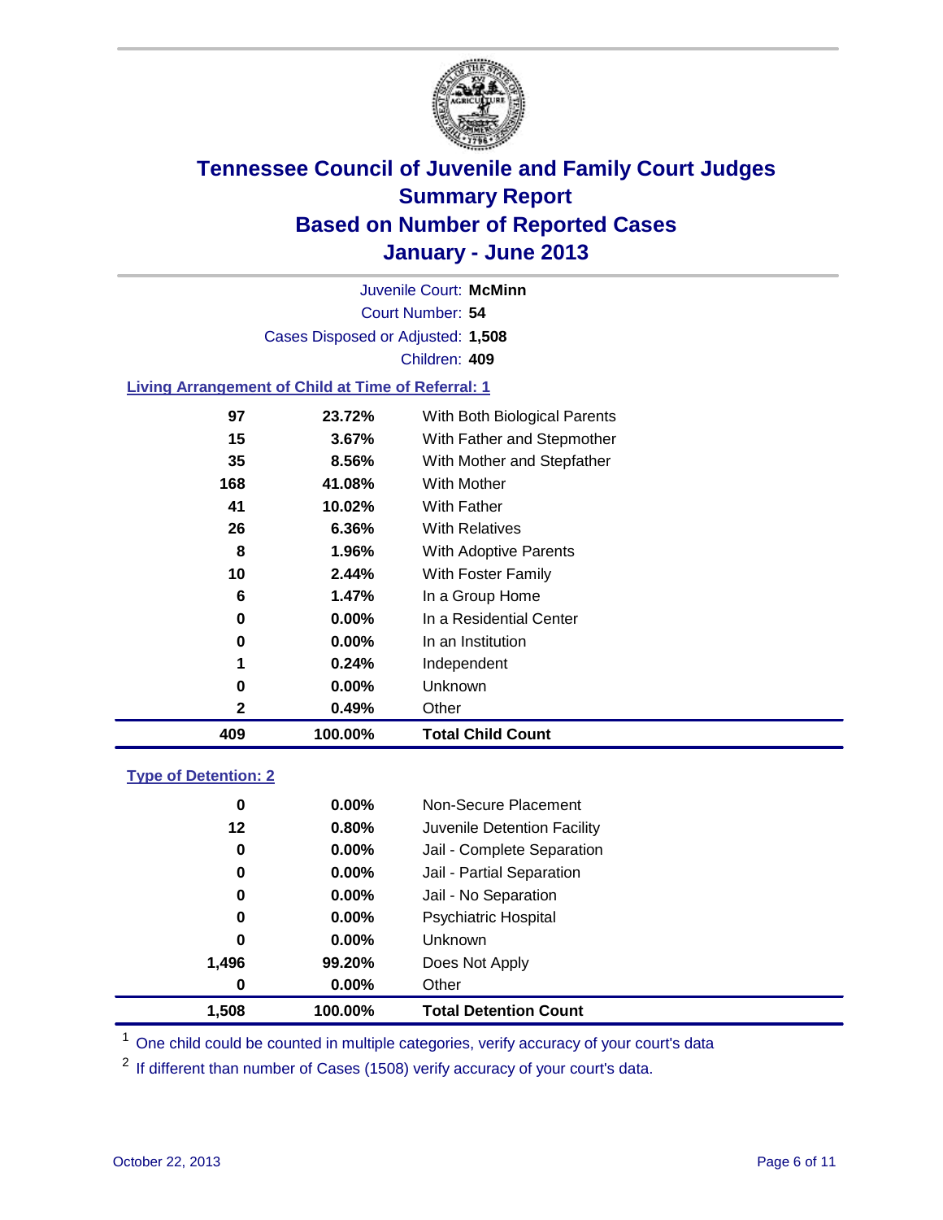# Tennessee Council of Juvenile and Family Court Judges
## Summary Report
## Based on Number of Reported Cases
## January - June 2013

Juvenile Court: **McMinn**
Court Number: **54**
Cases Disposed or Adjusted: **1,508**
Children: **409**

### Living Arrangement of Child at Time of Referral: 1

| Count | Percent | Category |
|---|---|---|
| 97 | 23.72% | With Both Biological Parents |
| 15 | 3.67% | With Father and Stepmother |
| 35 | 8.56% | With Mother and Stepfather |
| 168 | 41.08% | With Mother |
| 41 | 10.02% | With Father |
| 26 | 6.36% | With Relatives |
| 8 | 1.96% | With Adoptive Parents |
| 10 | 2.44% | With Foster Family |
| 6 | 1.47% | In a Group Home |
| 0 | 0.00% | In a Residential Center |
| 0 | 0.00% | In an Institution |
| 1 | 0.24% | Independent |
| 0 | 0.00% | Unknown |
| 2 | 0.49% | Other |
| **409** | **100.00%** | **Total Child Count** |

### Type of Detention: 2

| Count | Percent | Category |
|---|---|---|
| 0 | 0.00% | Non-Secure Placement |
| 12 | 0.80% | Juvenile Detention Facility |
| 0 | 0.00% | Jail - Complete Separation |
| 0 | 0.00% | Jail - Partial Separation |
| 0 | 0.00% | Jail - No Separation |
| 0 | 0.00% | Psychiatric Hospital |
| 0 | 0.00% | Unknown |
| 1,496 | 99.20% | Does Not Apply |
| 0 | 0.00% | Other |
| **1,508** | **100.00%** | **Total Detention Count** |

[1] One child could be counted in multiple categories, verify accuracy of your court's data

[2] If different than number of Cases (1508) verify accuracy of your court's data.

October 22, 2013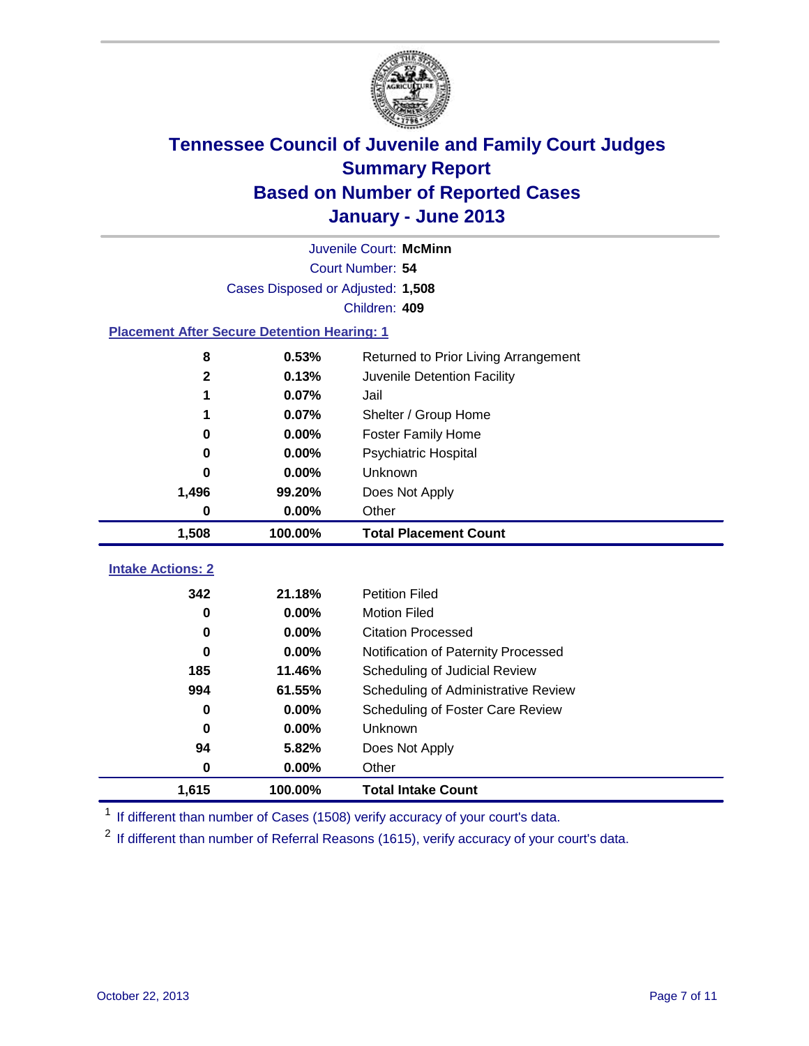# Tennessee Council of Juvenile and Family Court Judges
## Summary Report
## Based on Number of Reported Cases
## January - June 2013

Juvenile Court: **McMinn**
Court Number: **54**
Cases Disposed or Adjusted: **1,508**
Children: **409**

### Placement After Secure Detention Hearing: 1

| Count | Percent | Placement |
|---|---|---|
| 8 | 0.53% | Returned to Prior Living Arrangement |
| 2 | 0.13% | Juvenile Detention Facility |
| 1 | 0.07% | Jail |
| 1 | 0.07% | Shelter / Group Home |
| 0 | 0.00% | Foster Family Home |
| 0 | 0.00% | Psychiatric Hospital |
| 0 | 0.00% | Unknown |
| 1,496 | 99.20% | Does Not Apply |
| 0 | 0.00% | Other |
| **1,508** | **100.00%** | **Total Placement Count** |

### Intake Actions: 2

| Count | Percent | Intake Action |
|---|---|---|
| 342 | 21.18% | Petition Filed |
| 0 | 0.00% | Motion Filed |
| 0 | 0.00% | Citation Processed |
| 0 | 0.00% | Notification of Paternity Processed |
| 185 | 11.46% | Scheduling of Judicial Review |
| 994 | 61.55% | Scheduling of Administrative Review |
| 0 | 0.00% | Scheduling of Foster Care Review |
| 0 | 0.00% | Unknown |
| 94 | 5.82% | Does Not Apply |
| 0 | 0.00% | Other |
| **1,615** | **100.00%** | **Total Intake Count** |

[1] If different than number of Cases (1508) verify accuracy of your court's data.

[2] If different than number of Referral Reasons (1615), verify accuracy of your court's data.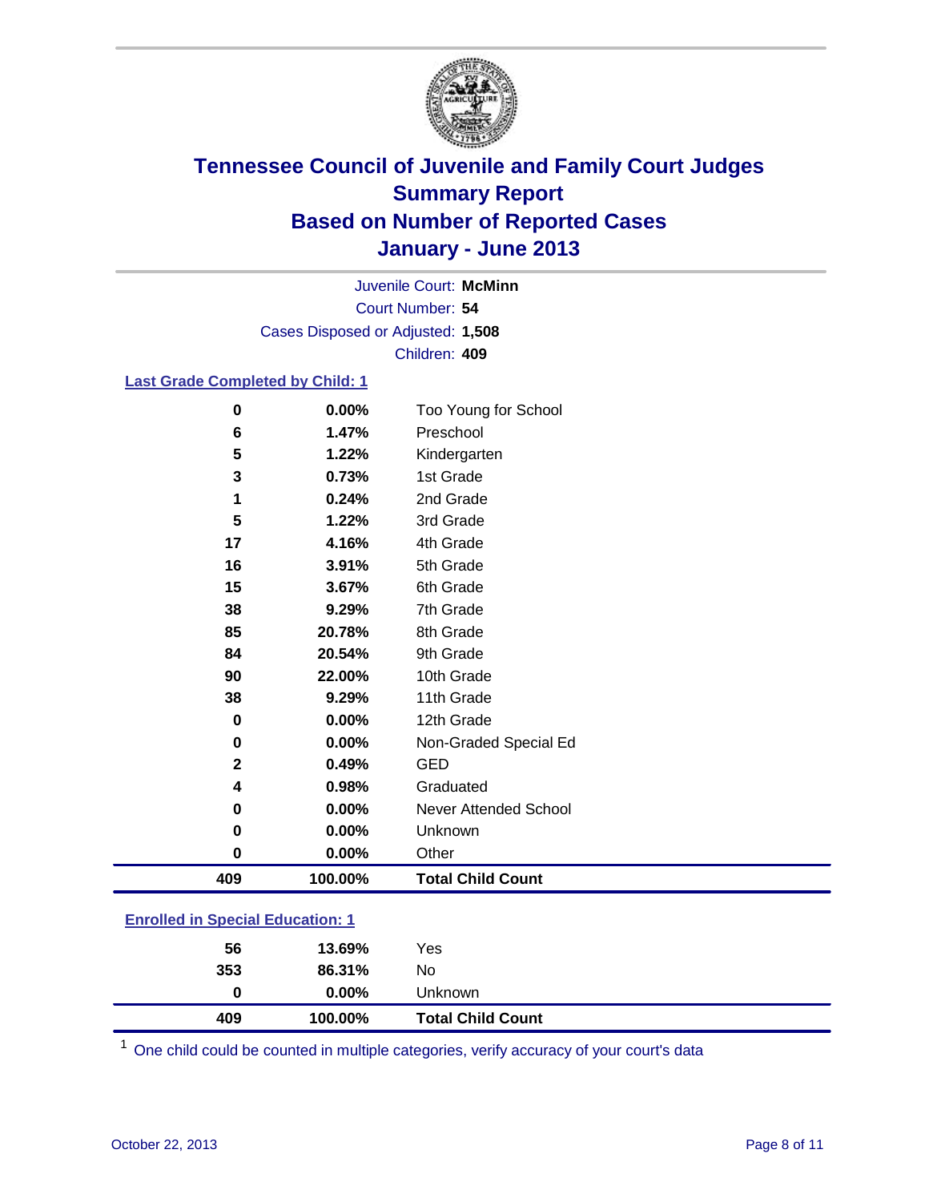# Tennessee Council of Juvenile and Family Court Judges
## Summary Report
## Based on Number of Reported Cases
## January - June 2013

Juvenile Court: **McMinn**
Court Number: **54**
Cases Disposed or Adjusted: **1,508**
Children: **409**

### Last Grade Completed by Child: 1

| Count | Percent | Category |
|---|---|---|
| 0 | 0.00% | Too Young for School |
| 6 | 1.47% | Preschool |
| 5 | 1.22% | Kindergarten |
| 3 | 0.73% | 1st Grade |
| 1 | 0.24% | 2nd Grade |
| 5 | 1.22% | 3rd Grade |
| 17 | 4.16% | 4th Grade |
| 16 | 3.91% | 5th Grade |
| 15 | 3.67% | 6th Grade |
| 38 | 9.29% | 7th Grade |
| 85 | 20.78% | 8th Grade |
| 84 | 20.54% | 9th Grade |
| 90 | 22.00% | 10th Grade |
| 38 | 9.29% | 11th Grade |
| 0 | 0.00% | 12th Grade |
| 0 | 0.00% | Non-Graded Special Ed |
| 2 | 0.49% | GED |
| 4 | 0.98% | Graduated |
| 0 | 0.00% | Never Attended School |
| 0 | 0.00% | Unknown |
| 0 | 0.00% | Other |
| **409** | **100.00%** | **Total Child Count** |

### Enrolled in Special Education: 1

| Count | Percent | Category |
|---|---|---|
| 56 | 13.69% | Yes |
| 353 | 86.31% | No |
| 0 | 0.00% | Unknown |
| **409** | **100.00%** | **Total Child Count** |

[1] One child could be counted in multiple categories, verify accuracy of your court's data

October 22, 2013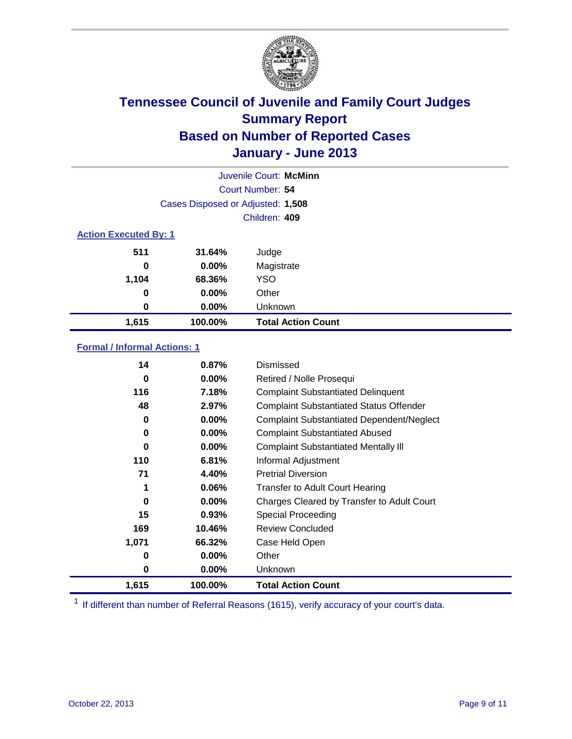# Tennessee Council of Juvenile and Family Court Judges
## Summary Report
## Based on Number of Reported Cases
## January - June 2013

Juvenile Court: **McMinn**
Court Number: **54**
Cases Disposed or Adjusted: **1,508**
Children: **409**

### Action Executed By: 1

| | | |
|---|---|---|
| 511 | 31.64% | Judge |
| 0 | 0.00% | Magistrate |
| 1,104 | 68.36% | YSO |
| 0 | 0.00% | Other |
| 0 | 0.00% | Unknown |
| **1,615** | **100.00%** | **Total Action Count** |

### Formal / Informal Actions: 1

| | | |
|---|---|---|
| 14 | 0.87% | Dismissed |
| 0 | 0.00% | Retired / Nolle Prosequi |
| 116 | 7.18% | Complaint Substantiated Delinquent |
| 48 | 2.97% | Complaint Substantiated Status Offender |
| 0 | 0.00% | Complaint Substantiated Dependent/Neglect |
| 0 | 0.00% | Complaint Substantiated Abused |
| 0 | 0.00% | Complaint Substantiated Mentally Ill |
| 110 | 6.81% | Informal Adjustment |
| 71 | 4.40% | Pretrial Diversion |
| 1 | 0.06% | Transfer to Adult Court Hearing |
| 0 | 0.00% | Charges Cleared by Transfer to Adult Court |
| 15 | 0.93% | Special Proceeding |
| 169 | 10.46% | Review Concluded |
| 1,071 | 66.32% | Case Held Open |
| 0 | 0.00% | Other |
| 0 | 0.00% | Unknown |
| **1,615** | **100.00%** | **Total Action Count** |

[1] If different than number of Referral Reasons (1615), verify accuracy of your court's data.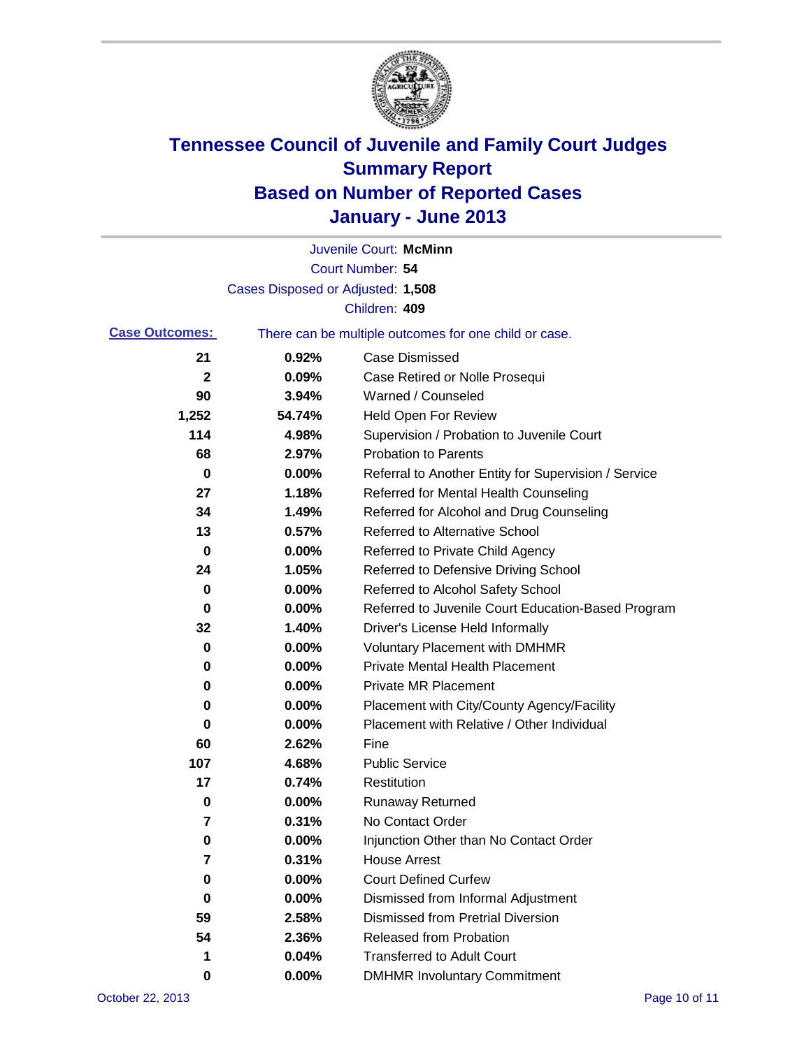# Tennessee Council of Juvenile and Family Court Judges
## Summary Report
## Based on Number of Reported Cases
## January - June 2013

Juvenile Court: **McMinn**
Court Number: **54**
Cases Disposed or Adjusted: **1,508**
Children: **409**

**Case Outcomes:** There can be multiple outcomes for one child or case.

| Count | Percent | Outcome |
|---|---|---|
| 21 | 0.92% | Case Dismissed |
| 2 | 0.09% | Case Retired or Nolle Prosequi |
| 90 | 3.94% | Warned / Counseled |
| 1,252 | 54.74% | Held Open For Review |
| 114 | 4.98% | Supervision / Probation to Juvenile Court |
| 68 | 2.97% | Probation to Parents |
| 0 | 0.00% | Referral to Another Entity for Supervision / Service |
| 27 | 1.18% | Referred for Mental Health Counseling |
| 34 | 1.49% | Referred for Alcohol and Drug Counseling |
| 13 | 0.57% | Referred to Alternative School |
| 0 | 0.00% | Referred to Private Child Agency |
| 24 | 1.05% | Referred to Defensive Driving School |
| 0 | 0.00% | Referred to Alcohol Safety School |
| 0 | 0.00% | Referred to Juvenile Court Education-Based Program |
| 32 | 1.40% | Driver's License Held Informally |
| 0 | 0.00% | Voluntary Placement with DMHMR |
| 0 | 0.00% | Private Mental Health Placement |
| 0 | 0.00% | Private MR Placement |
| 0 | 0.00% | Placement with City/County Agency/Facility |
| 0 | 0.00% | Placement with Relative / Other Individual |
| 60 | 2.62% | Fine |
| 107 | 4.68% | Public Service |
| 17 | 0.74% | Restitution |
| 0 | 0.00% | Runaway Returned |
| 7 | 0.31% | No Contact Order |
| 0 | 0.00% | Injunction Other than No Contact Order |
| 7 | 0.31% | House Arrest |
| 0 | 0.00% | Court Defined Curfew |
| 0 | 0.00% | Dismissed from Informal Adjustment |
| 59 | 2.58% | Dismissed from Pretrial Diversion |
| 54 | 2.36% | Released from Probation |
| 1 | 0.04% | Transferred to Adult Court |
| 0 | 0.00% | DMHMR Involuntary Commitment |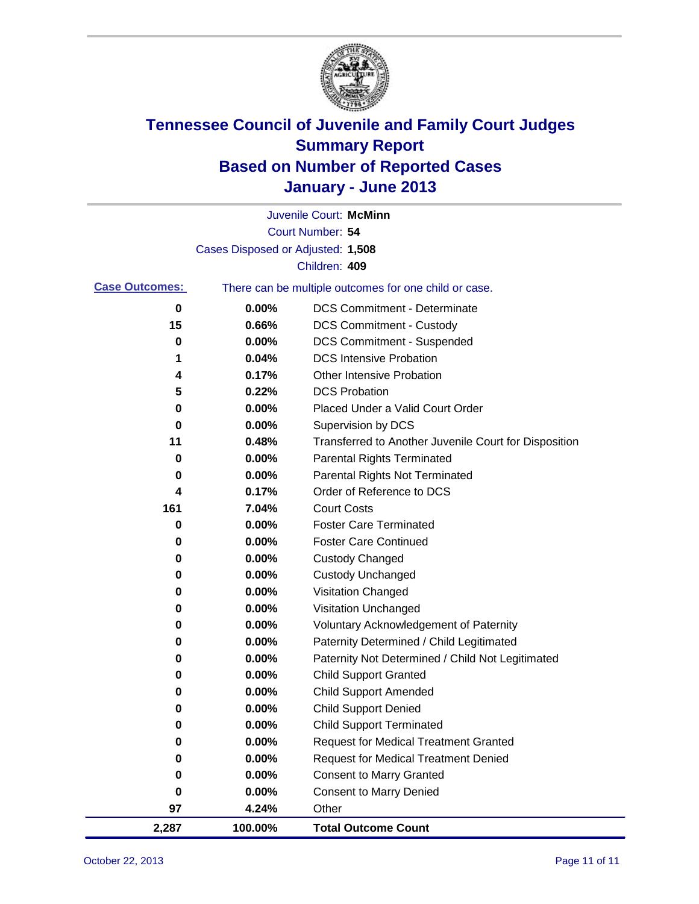# Tennessee Council of Juvenile and Family Court Judges
# Summary Report
# Based on Number of Reported Cases
# January - June 2013

Juvenile Court: **McMinn**

Court Number: **54**

Cases Disposed or Adjusted: **1,508**

Children: **409**

**Case Outcomes:** There can be multiple outcomes for one child or case.

| | | |
|---|---|---|
| 0 | 0.00% | DCS Commitment - Determinate |
| 15 | 0.66% | DCS Commitment - Custody |
| 0 | 0.00% | DCS Commitment - Suspended |
| 1 | 0.04% | DCS Intensive Probation |
| 4 | 0.17% | Other Intensive Probation |
| 5 | 0.22% | DCS Probation |
| 0 | 0.00% | Placed Under a Valid Court Order |
| 0 | 0.00% | Supervision by DCS |
| 11 | 0.48% | Transferred to Another Juvenile Court for Disposition |
| 0 | 0.00% | Parental Rights Terminated |
| 0 | 0.00% | Parental Rights Not Terminated |
| 4 | 0.17% | Order of Reference to DCS |
| 161 | 7.04% | Court Costs |
| 0 | 0.00% | Foster Care Terminated |
| 0 | 0.00% | Foster Care Continued |
| 0 | 0.00% | Custody Changed |
| 0 | 0.00% | Custody Unchanged |
| 0 | 0.00% | Visitation Changed |
| 0 | 0.00% | Visitation Unchanged |
| 0 | 0.00% | Voluntary Acknowledgement of Paternity |
| 0 | 0.00% | Paternity Determined / Child Legitimated |
| 0 | 0.00% | Paternity Not Determined / Child Not Legitimated |
| 0 | 0.00% | Child Support Granted |
| 0 | 0.00% | Child Support Amended |
| 0 | 0.00% | Child Support Denied |
| 0 | 0.00% | Child Support Terminated |
| 0 | 0.00% | Request for Medical Treatment Granted |
| 0 | 0.00% | Request for Medical Treatment Denied |
| 0 | 0.00% | Consent to Marry Granted |
| 0 | 0.00% | Consent to Marry Denied |
| 97 | 4.24% | Other |
| **2,287** | **100.00%** | **Total Outcome Count** |